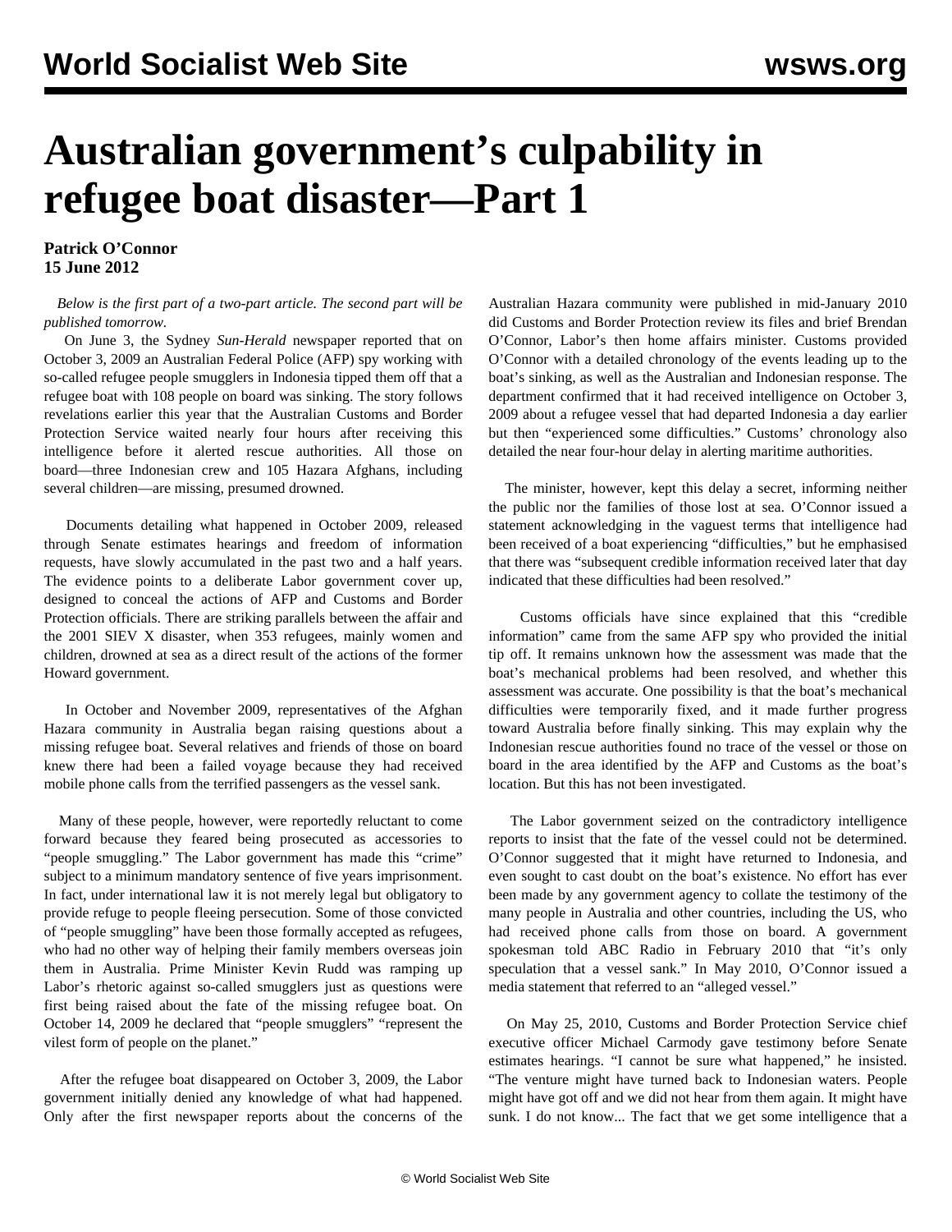# Australian government's culpability in refugee boat disaster—Part 1

**Patrick O'Connor**
**15 June 2012**

*Below is the first part of a two-part article. The second part will be published tomorrow.*

On June 3, the Sydney *Sun-Herald* newspaper reported that on October 3, 2009 an Australian Federal Police (AFP) spy working with so-called refugee people smugglers in Indonesia tipped them off that a refugee boat with 108 people on board was sinking. The story follows revelations earlier this year that the Australian Customs and Border Protection Service waited nearly four hours after receiving this intelligence before it alerted rescue authorities. All those on board—three Indonesian crew and 105 Hazara Afghans, including several children—are missing, presumed drowned.

Documents detailing what happened in October 2009, released through Senate estimates hearings and freedom of information requests, have slowly accumulated in the past two and a half years. The evidence points to a deliberate Labor government cover up, designed to conceal the actions of AFP and Customs and Border Protection officials. There are striking parallels between the affair and the 2001 SIEV X disaster, when 353 refugees, mainly women and children, drowned at sea as a direct result of the actions of the former Howard government.

In October and November 2009, representatives of the Afghan Hazara community in Australia began raising questions about a missing refugee boat. Several relatives and friends of those on board knew there had been a failed voyage because they had received mobile phone calls from the terrified passengers as the vessel sank.

Many of these people, however, were reportedly reluctant to come forward because they feared being prosecuted as accessories to "people smuggling." The Labor government has made this "crime" subject to a minimum mandatory sentence of five years imprisonment. In fact, under international law it is not merely legal but obligatory to provide refuge to people fleeing persecution. Some of those convicted of "people smuggling" have been those formally accepted as refugees, who had no other way of helping their family members overseas join them in Australia. Prime Minister Kevin Rudd was ramping up Labor's rhetoric against so-called smugglers just as questions were first being raised about the fate of the missing refugee boat. On October 14, 2009 he declared that "people smugglers" "represent the vilest form of people on the planet."

After the refugee boat disappeared on October 3, 2009, the Labor government initially denied any knowledge of what had happened. Only after the first newspaper reports about the concerns of the Australian Hazara community were published in mid-January 2010 did Customs and Border Protection review its files and brief Brendan O'Connor, Labor's then home affairs minister. Customs provided O'Connor with a detailed chronology of the events leading up to the boat's sinking, as well as the Australian and Indonesian response. The department confirmed that it had received intelligence on October 3, 2009 about a refugee vessel that had departed Indonesia a day earlier but then "experienced some difficulties." Customs' chronology also detailed the near four-hour delay in alerting maritime authorities.

The minister, however, kept this delay a secret, informing neither the public nor the families of those lost at sea. O'Connor issued a statement acknowledging in the vaguest terms that intelligence had been received of a boat experiencing "difficulties," but he emphasised that there was "subsequent credible information received later that day indicated that these difficulties had been resolved."

Customs officials have since explained that this "credible information" came from the same AFP spy who provided the initial tip off. It remains unknown how the assessment was made that the boat's mechanical problems had been resolved, and whether this assessment was accurate. One possibility is that the boat's mechanical difficulties were temporarily fixed, and it made further progress toward Australia before finally sinking. This may explain why the Indonesian rescue authorities found no trace of the vessel or those on board in the area identified by the AFP and Customs as the boat's location. But this has not been investigated.

The Labor government seized on the contradictory intelligence reports to insist that the fate of the vessel could not be determined. O'Connor suggested that it might have returned to Indonesia, and even sought to cast doubt on the boat's existence. No effort has ever been made by any government agency to collate the testimony of the many people in Australia and other countries, including the US, who had received phone calls from those on board. A government spokesman told ABC Radio in February 2010 that "it's only speculation that a vessel sank." In May 2010, O'Connor issued a media statement that referred to an "alleged vessel."

On May 25, 2010, Customs and Border Protection Service chief executive officer Michael Carmody gave testimony before Senate estimates hearings. "I cannot be sure what happened," he insisted. "The venture might have turned back to Indonesian waters. People might have got off and we did not hear from them again. It might have sunk. I do not know... The fact that we get some intelligence that a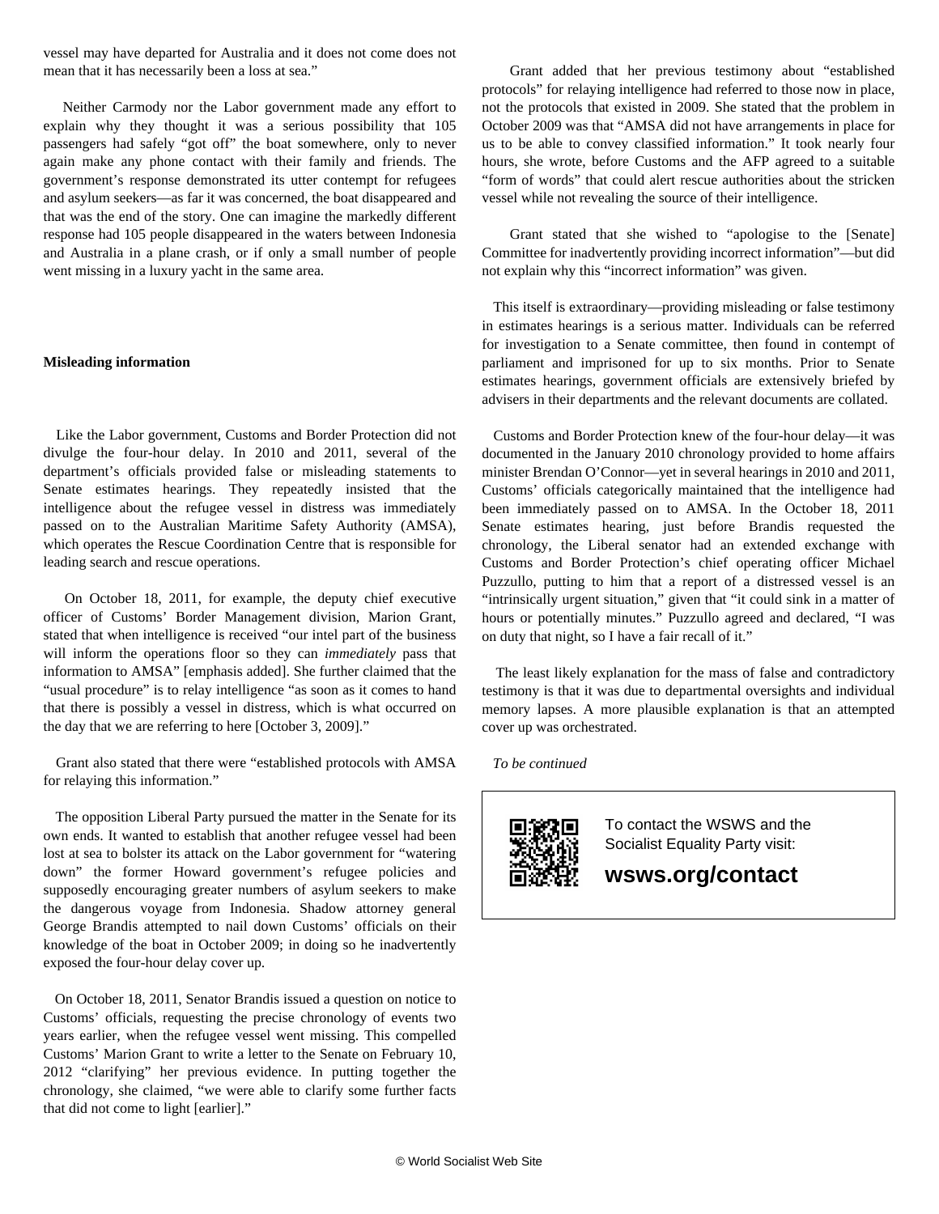vessel may have departed for Australia and it does not come does not mean that it has necessarily been a loss at sea."

Neither Carmody nor the Labor government made any effort to explain why they thought it was a serious possibility that 105 passengers had safely "got off" the boat somewhere, only to never again make any phone contact with their family and friends. The government's response demonstrated its utter contempt for refugees and asylum seekers—as far it was concerned, the boat disappeared and that was the end of the story. One can imagine the markedly different response had 105 people disappeared in the waters between Indonesia and Australia in a plane crash, or if only a small number of people went missing in a luxury yacht in the same area.

**Misleading information**

Like the Labor government, Customs and Border Protection did not divulge the four-hour delay. In 2010 and 2011, several of the department's officials provided false or misleading statements to Senate estimates hearings. They repeatedly insisted that the intelligence about the refugee vessel in distress was immediately passed on to the Australian Maritime Safety Authority (AMSA), which operates the Rescue Coordination Centre that is responsible for leading search and rescue operations.

On October 18, 2011, for example, the deputy chief executive officer of Customs' Border Management division, Marion Grant, stated that when intelligence is received "our intel part of the business will inform the operations floor so they can *immediately* pass that information to AMSA" [emphasis added]. She further claimed that the "usual procedure" is to relay intelligence "as soon as it comes to hand that there is possibly a vessel in distress, which is what occurred on the day that we are referring to here [October 3, 2009]."

Grant also stated that there were "established protocols with AMSA for relaying this information."

The opposition Liberal Party pursued the matter in the Senate for its own ends. It wanted to establish that another refugee vessel had been lost at sea to bolster its attack on the Labor government for "watering down" the former Howard government's refugee policies and supposedly encouraging greater numbers of asylum seekers to make the dangerous voyage from Indonesia. Shadow attorney general George Brandis attempted to nail down Customs' officials on their knowledge of the boat in October 2009; in doing so he inadvertently exposed the four-hour delay cover up.

On October 18, 2011, Senator Brandis issued a question on notice to Customs' officials, requesting the precise chronology of events two years earlier, when the refugee vessel went missing. This compelled Customs' Marion Grant to write a letter to the Senate on February 10, 2012 "clarifying" her previous evidence. In putting together the chronology, she claimed, "we were able to clarify some further facts that did not come to light [earlier]."

Grant added that her previous testimony about "established protocols" for relaying intelligence had referred to those now in place, not the protocols that existed in 2009. She stated that the problem in October 2009 was that "AMSA did not have arrangements in place for us to be able to convey classified information." It took nearly four hours, she wrote, before Customs and the AFP agreed to a suitable "form of words" that could alert rescue authorities about the stricken vessel while not revealing the source of their intelligence.

Grant stated that she wished to "apologise to the [Senate] Committee for inadvertently providing incorrect information"—but did not explain why this "incorrect information" was given.

This itself is extraordinary—providing misleading or false testimony in estimates hearings is a serious matter. Individuals can be referred for investigation to a Senate committee, then found in contempt of parliament and imprisoned for up to six months. Prior to Senate estimates hearings, government officials are extensively briefed by advisers in their departments and the relevant documents are collated.

Customs and Border Protection knew of the four-hour delay—it was documented in the January 2010 chronology provided to home affairs minister Brendan O'Connor—yet in several hearings in 2010 and 2011, Customs' officials categorically maintained that the intelligence had been immediately passed on to AMSA. In the October 18, 2011 Senate estimates hearing, just before Brandis requested the chronology, the Liberal senator had an extended exchange with Customs and Border Protection's chief operating officer Michael Puzzullo, putting to him that a report of a distressed vessel is an "intrinsically urgent situation," given that "it could sink in a matter of hours or potentially minutes." Puzzullo agreed and declared, "I was on duty that night, so I have a fair recall of it."

The least likely explanation for the mass of false and contradictory testimony is that it was due to departmental oversights and individual memory lapses. A more plausible explanation is that an attempted cover up was orchestrated.

*To be continued*

To contact the WSWS and the Socialist Equality Party visit:

**wsws.org/contact**